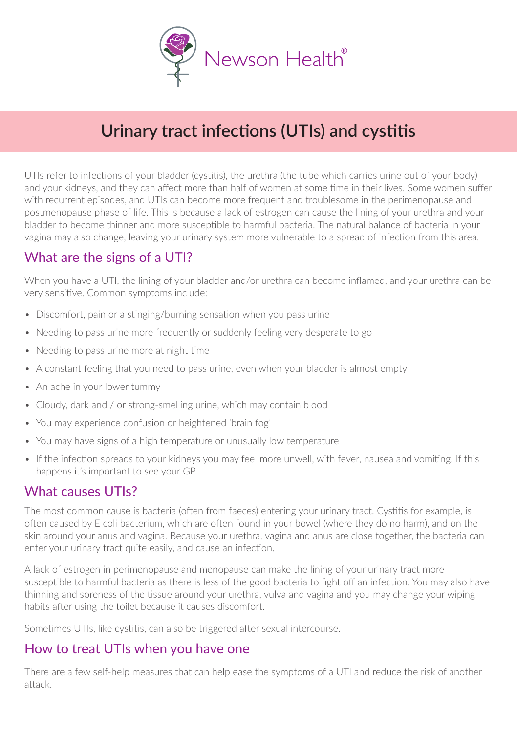Newson Health®

# Urinary tract infections (UTIs) and cystitis

UTIs refer to infections of your bladder (cystitis), the urethra (the tube which carries urine out of your body) and your kidneys, and they can affect more than half of women at some time in their lives. Some women suffer with recurrent episodes, and UTIs can become more frequent and troublesome in the perimenopause and postmenopause phase of life. This is because a lack of estrogen can cause the lining of your urethra and your bladder to become thinner and more susceptible to harmful bacteria. The natural balance of bacteria in your vagina may also change, leaving your urinary system more vulnerable to a spread of infection from this area.

## What are the signs of a UTI?

When you have a UTI, the lining of your bladder and/or urethra can become inflamed, and your urethra can be very sensitive. Common symptoms include:

- Discomfort, pain or a stinging/burning sensation when you pass urine
- Needing to pass urine more frequently or suddenly feeling very desperate to go
- Needing to pass urine more at night time
- A constant feeling that you need to pass urine, even when your bladder is almost empty
- An ache in your lower tummy
- Cloudy, dark and / or strong-smelling urine, which may contain blood
- You may experience confusion or heightened 'brain fog'
- You may have signs of a high temperature or unusually low temperature
- If the infection spreads to your kidneys you may feel more unwell, with fever, nausea and vomiting. If this happens it's important to see your GP

## What causes UTIs?

The most common cause is bacteria (often from faeces) entering your urinary tract. Cystitis for example, is often caused by E coli bacterium, which are often found in your bowel (where they do no harm), and on the skin around your anus and vagina. Because your urethra, vagina and anus are close together, the bacteria can enter your urinary tract quite easily, and cause an infection.

A lack of estrogen in perimenopause and menopause can make the lining of your urinary tract more susceptible to harmful bacteria as there is less of the good bacteria to fight off an infection. You may also have thinning and soreness of the tissue around your urethra, vulva and vagina and you may change your wiping habits after using the toilet because it causes discomfort.

Sometimes UTIs, like cystitis, can also be triggered after sexual intercourse.

## How to treat UTIs when you have one

There are a few self-help measures that can help ease the symptoms of a UTI and reduce the risk of another attack.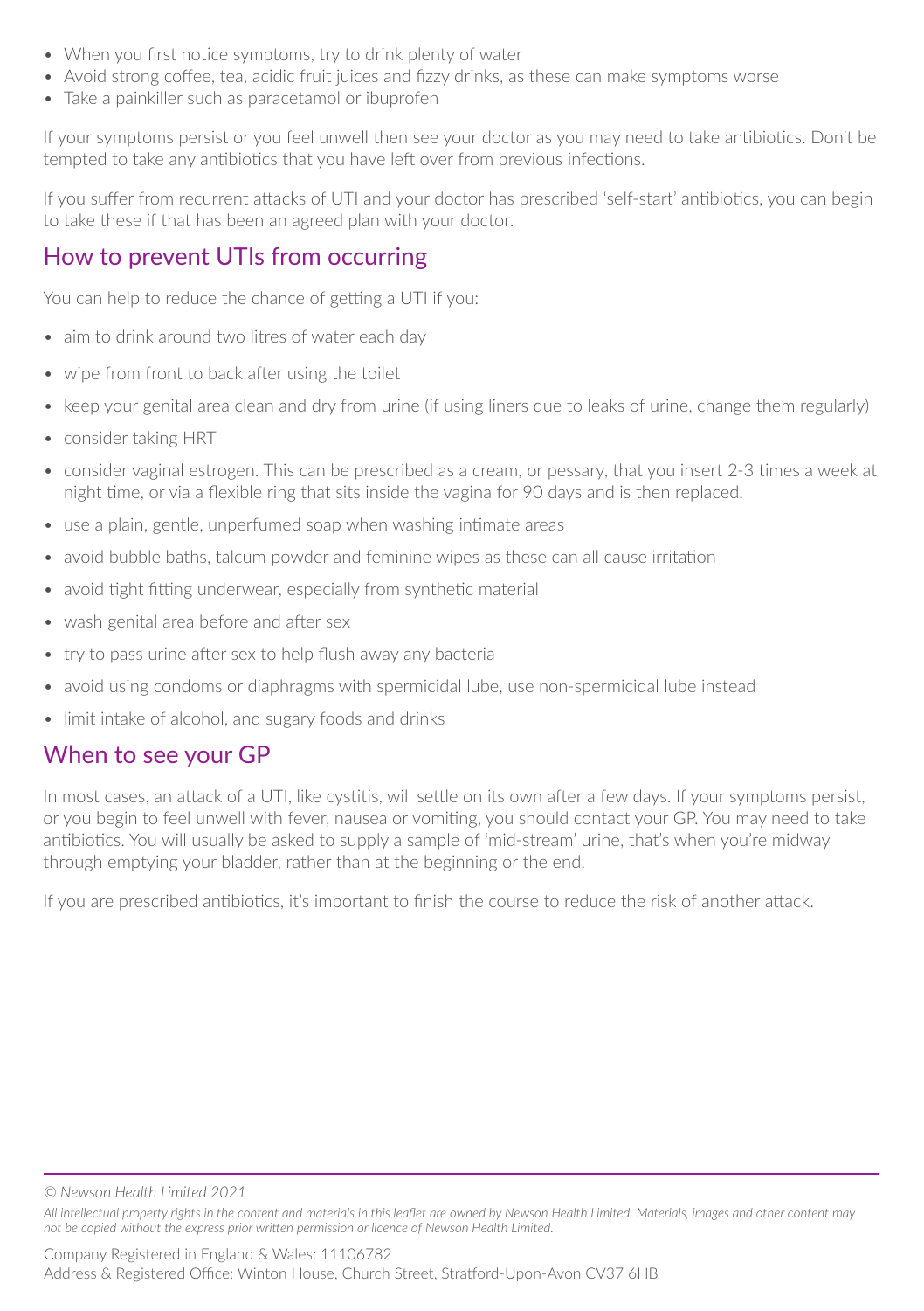- When you first notice symptoms, try to drink plenty of water
- Avoid strong coffee, tea, acidic fruit juices and fizzy drinks, as these can make symptoms worse
- Take a painkiller such as paracetamol or ibuprofen

If your symptoms persist or you feel unwell then see your doctor as you may need to take antibiotics. Don't be tempted to take any antibiotics that you have left over from previous infections.

If you suffer from recurrent attacks of UTI and your doctor has prescribed 'self-start' antibiotics, you can begin to take these if that has been an agreed plan with your doctor.

## How to prevent UTIs from occurring

You can help to reduce the chance of getting a UTI if you:

- aim to drink around two litres of water each day
- wipe from front to back after using the toilet
- keep your genital area clean and dry from urine (if using liners due to leaks of urine, change them regularly)
- consider taking HRT
- consider vaginal estrogen. This can be prescribed as a cream, or pessary, that you insert 2-3 times a week at night time, or via a flexible ring that sits inside the vagina for 90 days and is then replaced.
- use a plain, gentle, unperfumed soap when washing intimate areas
- avoid bubble baths, talcum powder and feminine wipes as these can all cause irritation
- avoid tight fitting underwear, especially from synthetic material
- wash genital area before and after sex
- try to pass urine after sex to help flush away any bacteria
- avoid using condoms or diaphragms with spermicidal lube, use non-spermicidal lube instead
- limit intake of alcohol, and sugary foods and drinks

## When to see your GP

In most cases, an attack of a UTI, like cystitis, will settle on its own after a few days. If your symptoms persist, or you begin to feel unwell with fever, nausea or vomiting, you should contact your GP. You may need to take antibiotics. You will usually be asked to supply a sample of 'mid-stream' urine, that's when you're midway through emptying your bladder, rather than at the beginning or the end.

If you are prescribed antibiotics, it's important to finish the course to reduce the risk of another attack.

*© Newson Health Limited 2021*

*All intellectual property rights in the content and materials in this leaflet are owned by Newson Health Limited. Materials, images and other content may not be copied without the express prior written permission or licence of Newson Health Limited.*

Company Registered in England & Wales: 11106782
Address & Registered Office: Winton House, Church Street, Stratford-Upon-Avon CV37 6HB